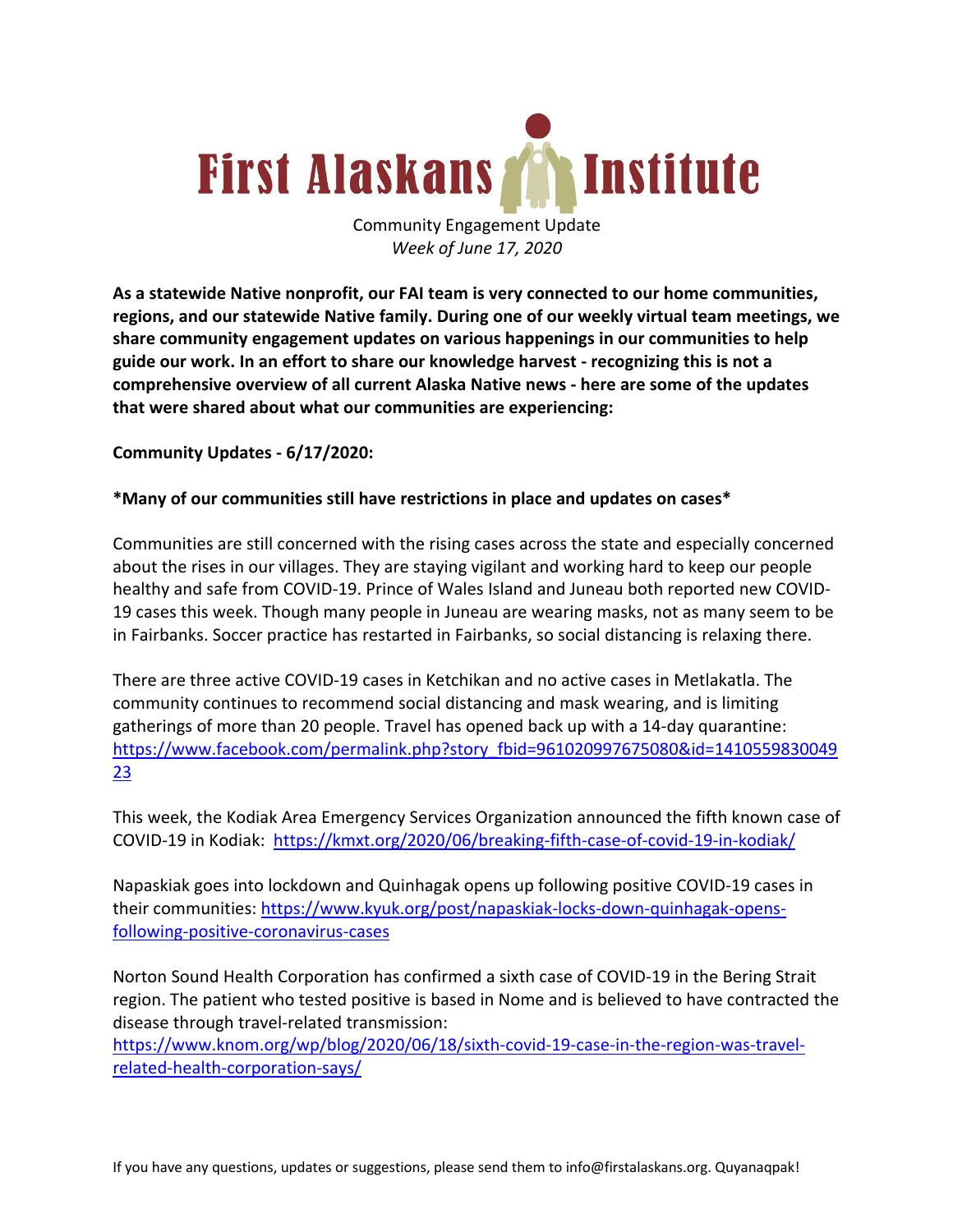# First Alaskans Institute

Community Engagement Update
*Week of June 17, 2020*

**As a statewide Native nonprofit, our FAI team is very connected to our home communities, regions, and our statewide Native family. During one of our weekly virtual team meetings, we share community engagement updates on various happenings in our communities to help guide our work. In an effort to share our knowledge harvest - recognizing this is not a comprehensive overview of all current Alaska Native news - here are some of the updates that were shared about what our communities are experiencing:**

**Community Updates - 6/17/2020:**

**\*Many of our communities still have restrictions in place and updates on cases\***

Communities are still concerned with the rising cases across the state and especially concerned about the rises in our villages. They are staying vigilant and working hard to keep our people healthy and safe from COVID-19. Prince of Wales Island and Juneau both reported new COVID-19 cases this week. Though many people in Juneau are wearing masks, not as many seem to be in Fairbanks. Soccer practice has restarted in Fairbanks, so social distancing is relaxing there.

There are three active COVID-19 cases in Ketchikan and no active cases in Metlakatla. The community continues to recommend social distancing and mask wearing, and is limiting gatherings of more than 20 people. Travel has opened back up with a 14-day quarantine: https://www.facebook.com/permalink.php?story_fbid=961020997675080&id=141055983004923

This week, the Kodiak Area Emergency Services Organization announced the fifth known case of COVID-19 in Kodiak: https://kmxt.org/2020/06/breaking-fifth-case-of-covid-19-in-kodiak/

Napaskiak goes into lockdown and Quinhagak opens up following positive COVID-19 cases in their communities: https://www.kyuk.org/post/napaskiak-locks-down-quinhagak-opens-following-positive-coronavirus-cases

Norton Sound Health Corporation has confirmed a sixth case of COVID-19 in the Bering Strait region. The patient who tested positive is based in Nome and is believed to have contracted the disease through travel-related transmission: https://www.knom.org/wp/blog/2020/06/18/sixth-covid-19-case-in-the-region-was-travel-related-health-corporation-says/

If you have any questions, updates or suggestions, please send them to info@firstalaskans.org. Quyanaqpak!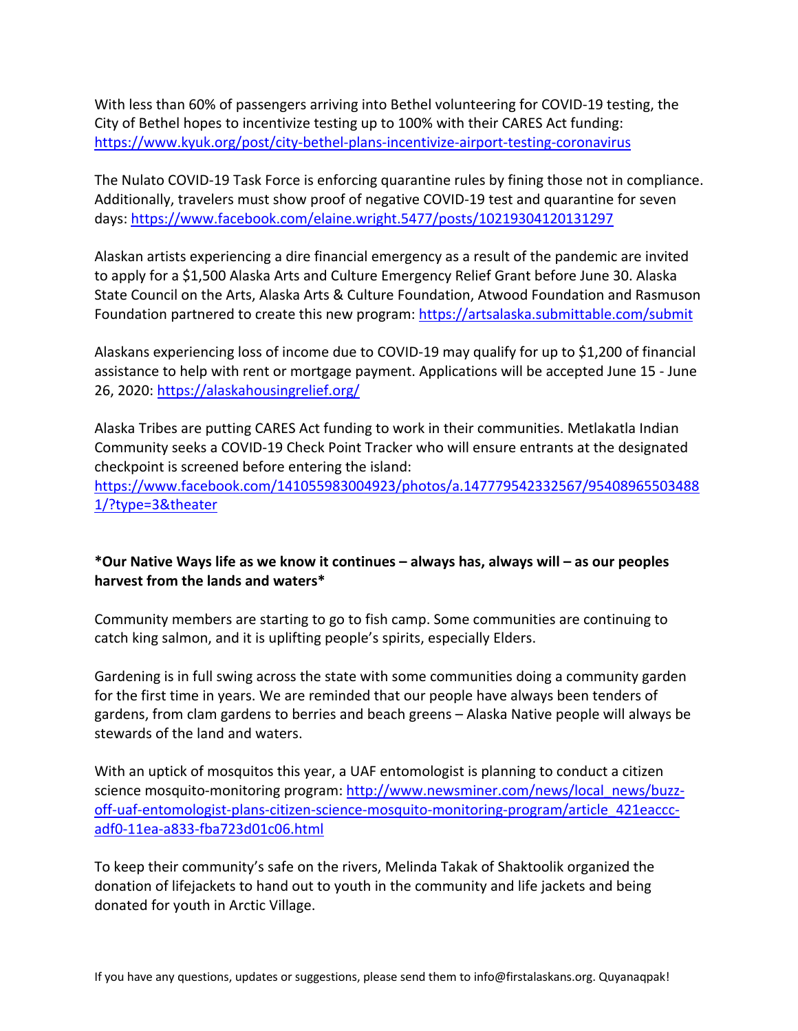With less than 60% of passengers arriving into Bethel volunteering for COVID-19 testing, the City of Bethel hopes to incentivize testing up to 100% with their CARES Act funding: https://www.kyuk.org/post/city-bethel-plans-incentivize-airport-testing-coronavirus

The Nulato COVID-19 Task Force is enforcing quarantine rules by fining those not in compliance. Additionally, travelers must show proof of negative COVID-19 test and quarantine for seven days: https://www.facebook.com/elaine.wright.5477/posts/10219304120131297

Alaskan artists experiencing a dire financial emergency as a result of the pandemic are invited to apply for a $1,500 Alaska Arts and Culture Emergency Relief Grant before June 30. Alaska State Council on the Arts, Alaska Arts & Culture Foundation, Atwood Foundation and Rasmuson Foundation partnered to create this new program: https://artsalaska.submittable.com/submit

Alaskans experiencing loss of income due to COVID-19 may qualify for up to $1,200 of financial assistance to help with rent or mortgage payment. Applications will be accepted June 15 - June 26, 2020: https://alaskahousingrelief.org/

Alaska Tribes are putting CARES Act funding to work in their communities. Metlakatla Indian Community seeks a COVID-19 Check Point Tracker who will ensure entrants at the designated checkpoint is screened before entering the island: https://www.facebook.com/141055983004923/photos/a.147779542332567/954089655034881/?type=3&theater

**\*Our Native Ways life as we know it continues – always has, always will – as our peoples harvest from the lands and waters\***

Community members are starting to go to fish camp. Some communities are continuing to catch king salmon, and it is uplifting people's spirits, especially Elders.

Gardening is in full swing across the state with some communities doing a community garden for the first time in years. We are reminded that our people have always been tenders of gardens, from clam gardens to berries and beach greens – Alaska Native people will always be stewards of the land and waters.

With an uptick of mosquitos this year, a UAF entomologist is planning to conduct a citizen science mosquito-monitoring program: http://www.newsminer.com/news/local_news/buzz-off-uaf-entomologist-plans-citizen-science-mosquito-monitoring-program/article_421eaccc-adf0-11ea-a833-fba723d01c06.html

To keep their community's safe on the rivers, Melinda Takak of Shaktoolik organized the donation of lifejackets to hand out to youth in the community and life jackets and being donated for youth in Arctic Village.

If you have any questions, updates or suggestions, please send them to info@firstalaskans.org. Quyanaqpak!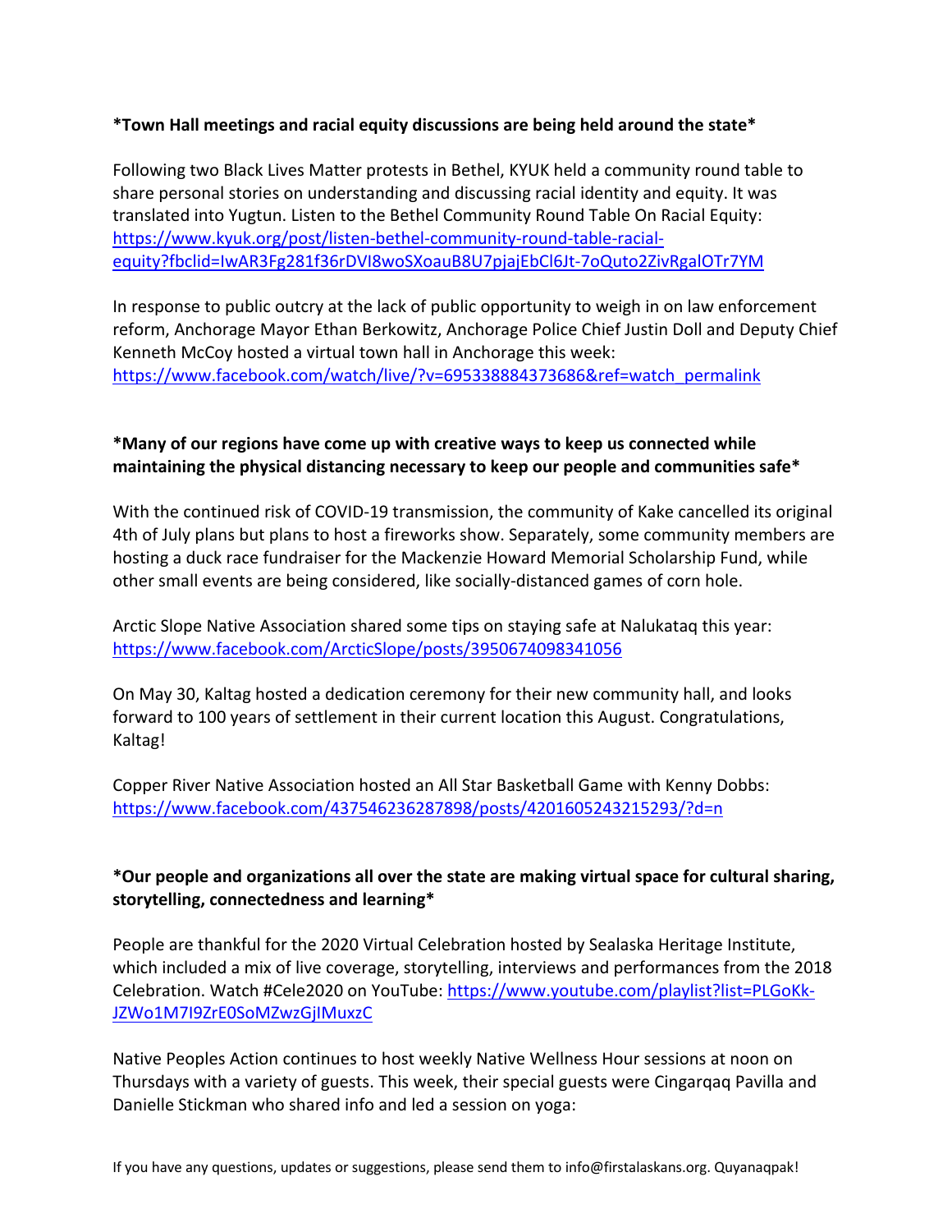**\*Town Hall meetings and racial equity discussions are being held around the state\***

Following two Black Lives Matter protests in Bethel, KYUK held a community round table to share personal stories on understanding and discussing racial identity and equity. It was translated into Yugtun. Listen to the Bethel Community Round Table On Racial Equity: https://www.kyuk.org/post/listen-bethel-community-round-table-racial-equity?fbclid=IwAR3Fg281f36rDVI8woSXoauB8U7pjajEbCl6Jt-7oQuto2ZivRgalOTr7YM

In response to public outcry at the lack of public opportunity to weigh in on law enforcement reform, Anchorage Mayor Ethan Berkowitz, Anchorage Police Chief Justin Doll and Deputy Chief Kenneth McCoy hosted a virtual town hall in Anchorage this week: https://www.facebook.com/watch/live/?v=695338884373686&ref=watch_permalink

**\*Many of our regions have come up with creative ways to keep us connected while maintaining the physical distancing necessary to keep our people and communities safe\***

With the continued risk of COVID-19 transmission, the community of Kake cancelled its original 4th of July plans but plans to host a fireworks show. Separately, some community members are hosting a duck race fundraiser for the Mackenzie Howard Memorial Scholarship Fund, while other small events are being considered, like socially-distanced games of corn hole.

Arctic Slope Native Association shared some tips on staying safe at Nalukataq this year: https://www.facebook.com/ArcticSlope/posts/3950674098341056

On May 30, Kaltag hosted a dedication ceremony for their new community hall, and looks forward to 100 years of settlement in their current location this August. Congratulations, Kaltag!

Copper River Native Association hosted an All Star Basketball Game with Kenny Dobbs: https://www.facebook.com/437546236287898/posts/4201605243215293/?d=n

**\*Our people and organizations all over the state are making virtual space for cultural sharing, storytelling, connectedness and learning\***

People are thankful for the 2020 Virtual Celebration hosted by Sealaska Heritage Institute, which included a mix of live coverage, storytelling, interviews and performances from the 2018 Celebration. Watch #Cele2020 on YouTube: https://www.youtube.com/playlist?list=PLGoKk-JZWo1M7I9ZrE0SoMZwzGjIMuxzC

Native Peoples Action continues to host weekly Native Wellness Hour sessions at noon on Thursdays with a variety of guests. This week, their special guests were Cingarqaq Pavilla and Danielle Stickman who shared info and led a session on yoga:

If you have any questions, updates or suggestions, please send them to info@firstalaskans.org. Quyanaqpak!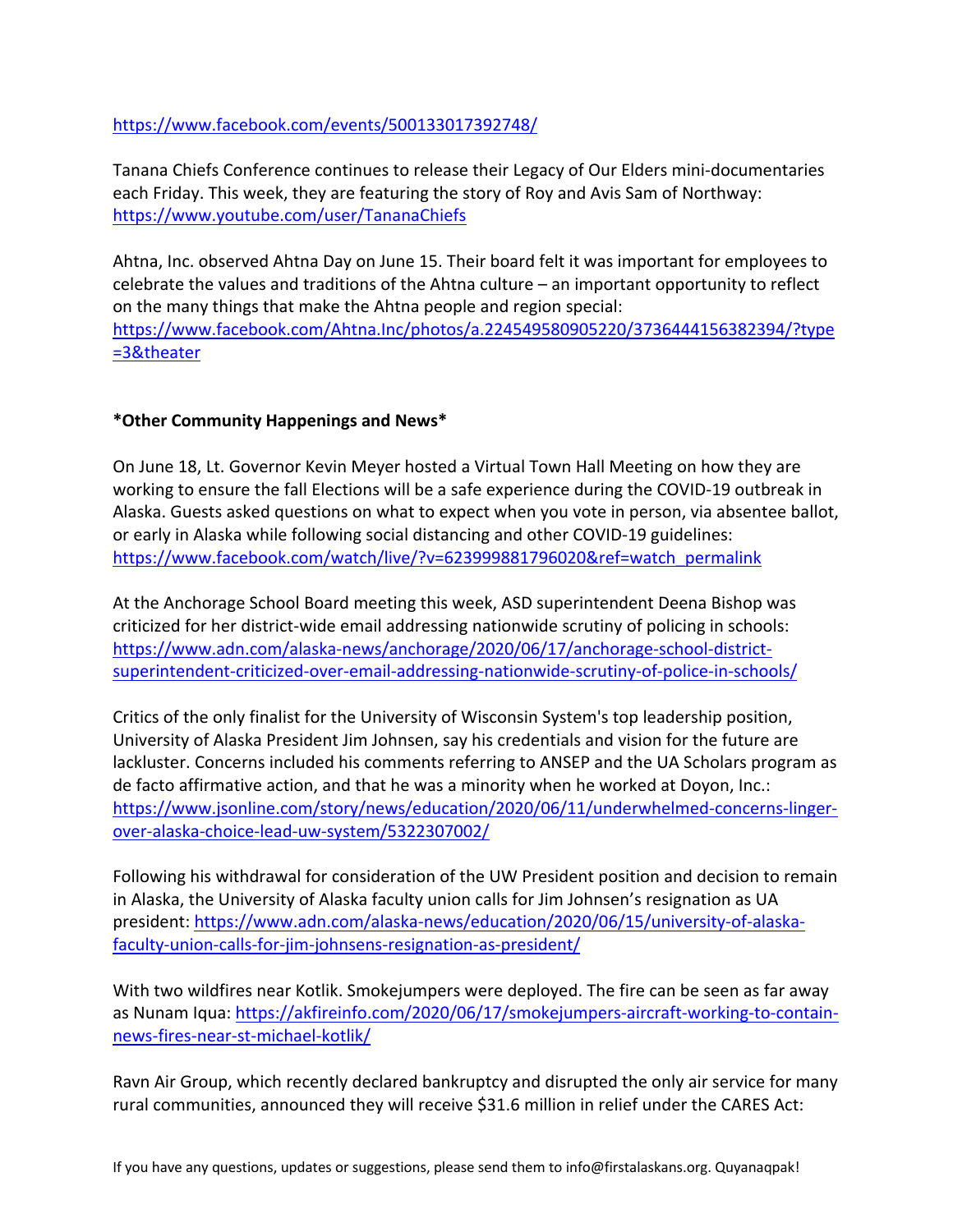https://www.facebook.com/events/500133017392748/

Tanana Chiefs Conference continues to release their Legacy of Our Elders mini-documentaries each Friday. This week, they are featuring the story of Roy and Avis Sam of Northway: https://www.youtube.com/user/TananaChiefs

Ahtna, Inc. observed Ahtna Day on June 15. Their board felt it was important for employees to celebrate the values and traditions of the Ahtna culture – an important opportunity to reflect on the many things that make the Ahtna people and region special: https://www.facebook.com/Ahtna.Inc/photos/a.224549580905220/3736444156382394/?type=3&theater

**\*Other Community Happenings and News\***

On June 18, Lt. Governor Kevin Meyer hosted a Virtual Town Hall Meeting on how they are working to ensure the fall Elections will be a safe experience during the COVID-19 outbreak in Alaska. Guests asked questions on what to expect when you vote in person, via absentee ballot, or early in Alaska while following social distancing and other COVID-19 guidelines: https://www.facebook.com/watch/live/?v=623999881796020&ref=watch_permalink

At the Anchorage School Board meeting this week, ASD superintendent Deena Bishop was criticized for her district-wide email addressing nationwide scrutiny of policing in schools: https://www.adn.com/alaska-news/anchorage/2020/06/17/anchorage-school-district-superintendent-criticized-over-email-addressing-nationwide-scrutiny-of-police-in-schools/

Critics of the only finalist for the University of Wisconsin System's top leadership position, University of Alaska President Jim Johnsen, say his credentials and vision for the future are lackluster. Concerns included his comments referring to ANSEP and the UA Scholars program as de facto affirmative action, and that he was a minority when he worked at Doyon, Inc.: https://www.jsonline.com/story/news/education/2020/06/11/underwhelmed-concerns-linger-over-alaska-choice-lead-uw-system/5322307002/

Following his withdrawal for consideration of the UW President position and decision to remain in Alaska, the University of Alaska faculty union calls for Jim Johnsen's resignation as UA president: https://www.adn.com/alaska-news/education/2020/06/15/university-of-alaska-faculty-union-calls-for-jim-johnsens-resignation-as-president/

With two wildfires near Kotlik. Smokejumpers were deployed. The fire can be seen as far away as Nunam Iqua: https://akfireinfo.com/2020/06/17/smokejumpers-aircraft-working-to-contain-news-fires-near-st-michael-kotlik/

Ravn Air Group, which recently declared bankruptcy and disrupted the only air service for many rural communities, announced they will receive $31.6 million in relief under the CARES Act:

If you have any questions, updates or suggestions, please send them to info@firstalaskans.org. Quyanaqpak!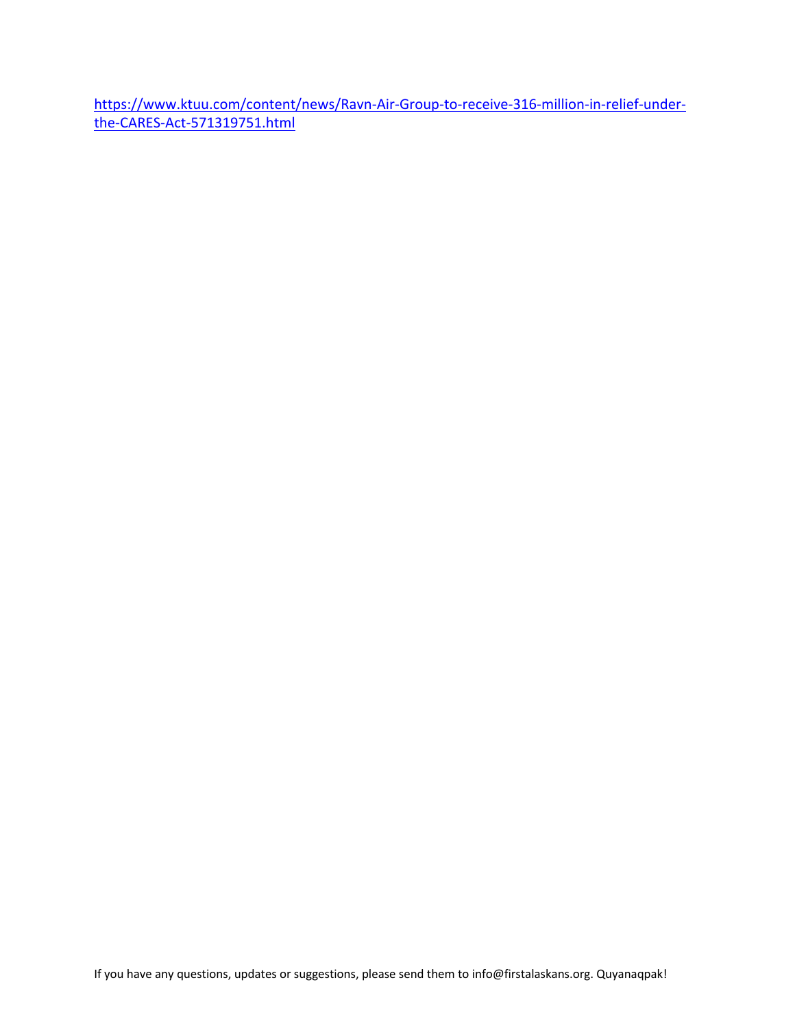https://www.ktuu.com/content/news/Ravn-Air-Group-to-receive-316-million-in-relief-under-the-CARES-Act-571319751.html

If you have any questions, updates or suggestions, please send them to info@firstalaskans.org. Quyanaqpak!